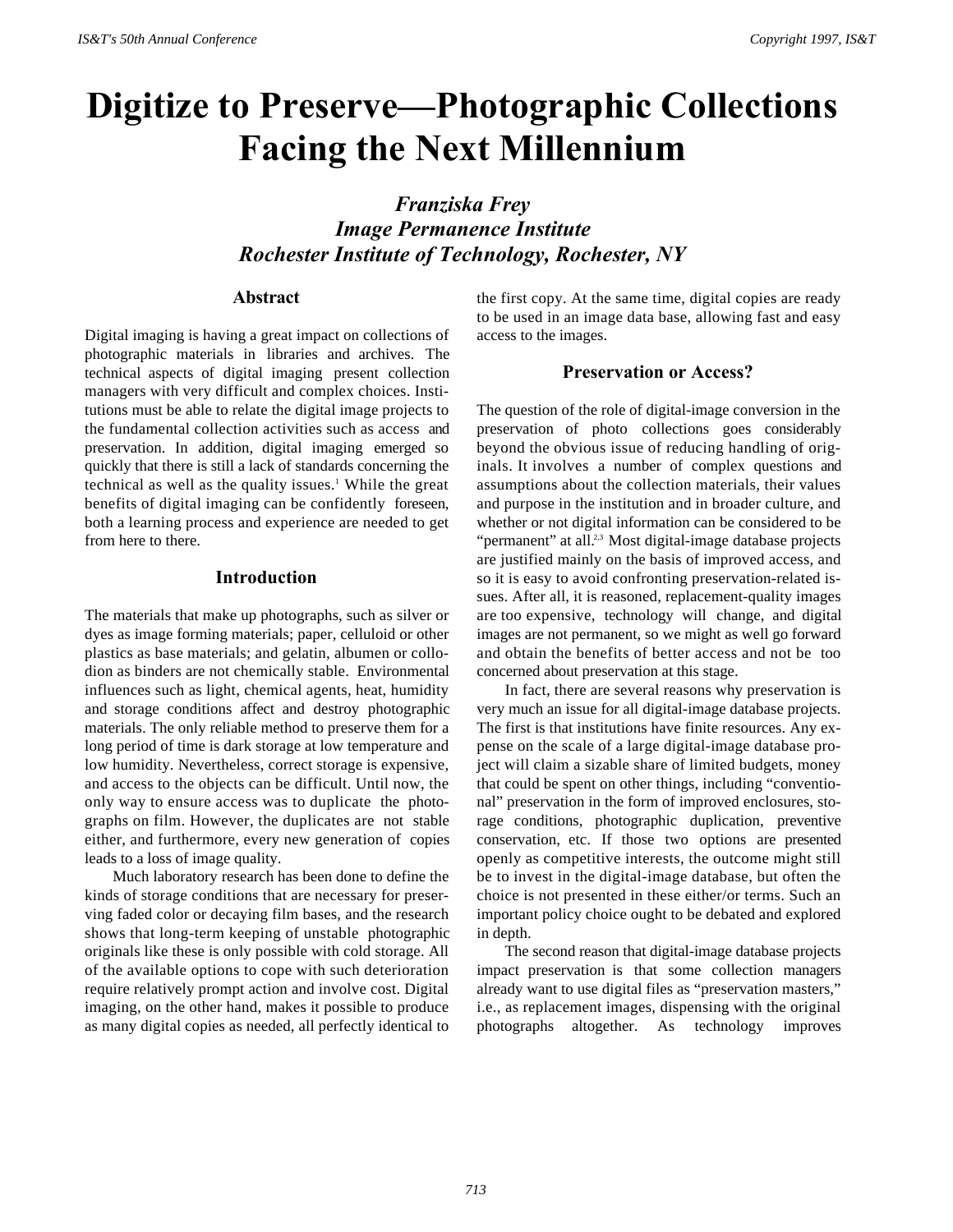# Digitize to Preserve—Photographic Collections Facing the Next Millennium

***Franziska Frey***
***Image Permanence Institute***
***Rochester Institute of Technology, Rochester, NY***

## Abstract

Digital imaging is having a great impact on collections of photographic materials in libraries and archives. The technical aspects of digital imaging present collection managers with very difficult and complex choices. Institutions must be able to relate the digital image projects to the fundamental collection activities such as access and preservation. In addition, digital imaging emerged so quickly that there is still a lack of standards concerning the technical as well as the quality issues.[1] While the great benefits of digital imaging can be confidently foreseen, both a learning process and experience are needed to get from here to there.

## Introduction

The materials that make up photographs, such as silver or dyes as image forming materials; paper, celluloid or other plastics as base materials; and gelatin, albumen or collodion as binders are not chemically stable. Environmental influences such as light, chemical agents, heat, humidity and storage conditions affect and destroy photographic materials. The only reliable method to preserve them for a long period of time is dark storage at low temperature and low humidity. Nevertheless, correct storage is expensive, and access to the objects can be difficult. Until now, the only way to ensure access was to duplicate the photographs on film. However, the duplicates are not stable either, and furthermore, every new generation of copies leads to a loss of image quality.

Much laboratory research has been done to define the kinds of storage conditions that are necessary for preserving faded color or decaying film bases, and the research shows that long-term keeping of unstable photographic originals like these is only possible with cold storage. All of the available options to cope with such deterioration require relatively prompt action and involve cost. Digital imaging, on the other hand, makes it possible to produce as many digital copies as needed, all perfectly identical to the first copy. At the same time, digital copies are ready to be used in an image data base, allowing fast and easy access to the images.

## Preservation or Access?

The question of the role of digital-image conversion in the preservation of photo collections goes considerably beyond the obvious issue of reducing handling of originals. It involves a number of complex questions and assumptions about the collection materials, their values and purpose in the institution and in broader culture, and whether or not digital information can be considered to be "permanent" at all.[2,3] Most digital-image database projects are justified mainly on the basis of improved access, and so it is easy to avoid confronting preservation-related issues. After all, it is reasoned, replacement-quality images are too expensive, technology will change, and digital images are not permanent, so we might as well go forward and obtain the benefits of better access and not be too concerned about preservation at this stage.

In fact, there are several reasons why preservation is very much an issue for all digital-image database projects. The first is that institutions have finite resources. Any expense on the scale of a large digital-image database project will claim a sizable share of limited budgets, money that could be spent on other things, including "conventional" preservation in the form of improved enclosures, storage conditions, photographic duplication, preventive conservation, etc. If those two options are presented openly as competitive interests, the outcome might still be to invest in the digital-image database, but often the choice is not presented in these either/or terms. Such an important policy choice ought to be debated and explored in depth.

The second reason that digital-image database projects impact preservation is that some collection managers already want to use digital files as "preservation masters," i.e., as replacement images, dispensing with the original photographs altogether. As technology improves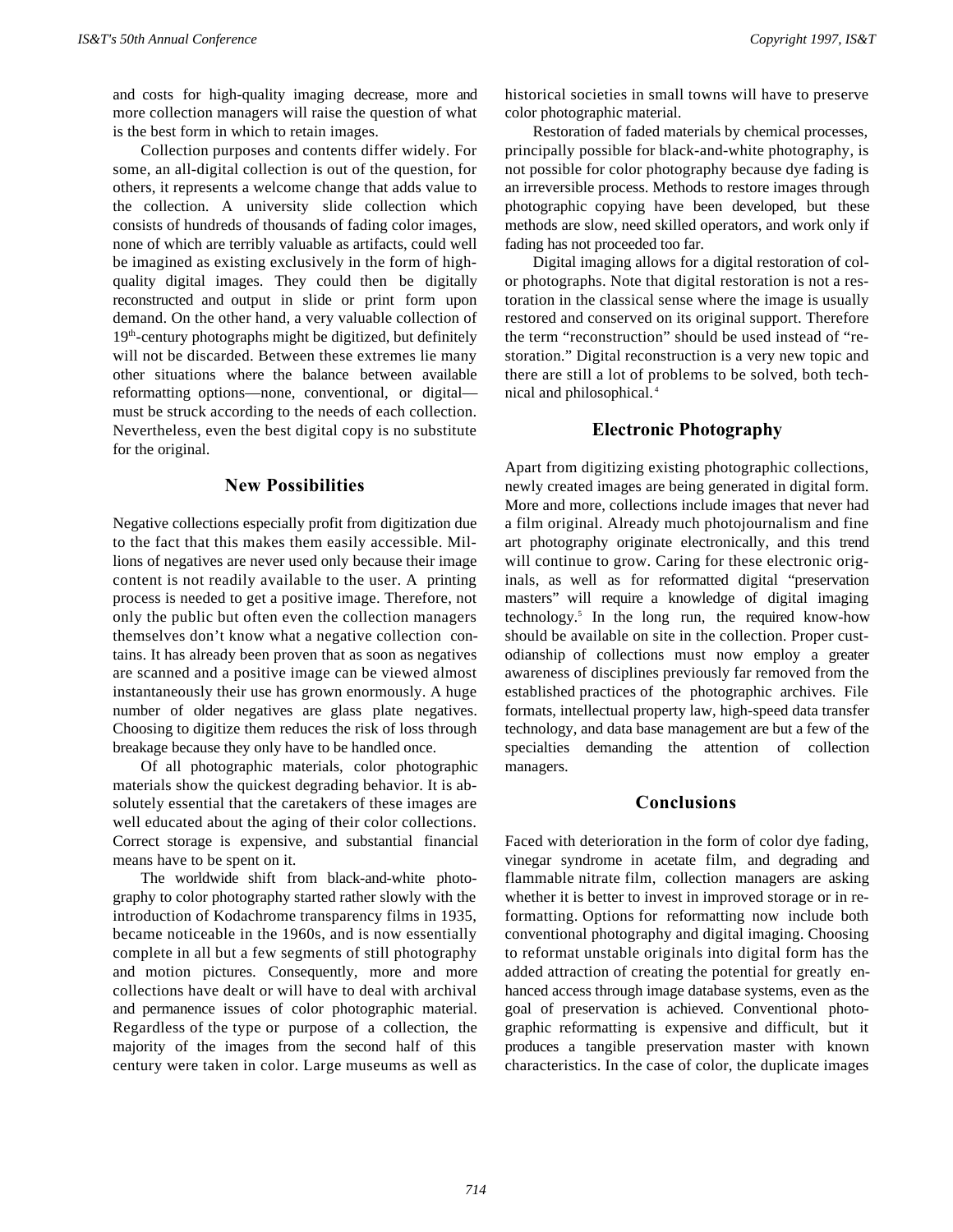and costs for high-quality imaging decrease, more and more collection managers will raise the question of what is the best form in which to retain images.

Collection purposes and contents differ widely. For some, an all-digital collection is out of the question, for others, it represents a welcome change that adds value to the collection. A university slide collection which consists of hundreds of thousands of fading color images, none of which are terribly valuable as artifacts, could well be imagined as existing exclusively in the form of high-quality digital images. They could then be digitally reconstructed and output in slide or print form upon demand. On the other hand, a very valuable collection of 19th-century photographs might be digitized, but definitely will not be discarded. Between these extremes lie many other situations where the balance between available reformatting options—none, conventional, or digital—must be struck according to the needs of each collection. Nevertheless, even the best digital copy is no substitute for the original.

## New Possibilities

Negative collections especially profit from digitization due to the fact that this makes them easily accessible. Millions of negatives are never used only because their image content is not readily available to the user. A printing process is needed to get a positive image. Therefore, not only the public but often even the collection managers themselves don't know what a negative collection contains. It has already been proven that as soon as negatives are scanned and a positive image can be viewed almost instantaneously their use has grown enormously. A huge number of older negatives are glass plate negatives. Choosing to digitize them reduces the risk of loss through breakage because they only have to be handled once.

Of all photographic materials, color photographic materials show the quickest degrading behavior. It is absolutely essential that the caretakers of these images are well educated about the aging of their color collections. Correct storage is expensive, and substantial financial means have to be spent on it.

The worldwide shift from black-and-white photography to color photography started rather slowly with the introduction of Kodachrome transparency films in 1935, became noticeable in the 1960s, and is now essentially complete in all but a few segments of still photography and motion pictures. Consequently, more and more collections have dealt or will have to deal with archival and permanence issues of color photographic material. Regardless of the type or purpose of a collection, the majority of the images from the second half of this century were taken in color. Large museums as well as historical societies in small towns will have to preserve color photographic material.

Restoration of faded materials by chemical processes, principally possible for black-and-white photography, is not possible for color photography because dye fading is an irreversible process. Methods to restore images through photographic copying have been developed, but these methods are slow, need skilled operators, and work only if fading has not proceeded too far.

Digital imaging allows for a digital restoration of color photographs. Note that digital restoration is not a restoration in the classical sense where the image is usually restored and conserved on its original support. Therefore the term "reconstruction" should be used instead of "restoration." Digital reconstruction is a very new topic and there are still a lot of problems to be solved, both technical and philosophical.[4]

## Electronic Photography

Apart from digitizing existing photographic collections, newly created images are being generated in digital form. More and more, collections include images that never had a film original. Already much photojournalism and fine art photography originate electronically, and this trend will continue to grow. Caring for these electronic originals, as well as for reformatted digital "preservation masters" will require a knowledge of digital imaging technology.[5] In the long run, the required know-how should be available on site in the collection. Proper custodianship of collections must now employ a greater awareness of disciplines previously far removed from the established practices of the photographic archives. File formats, intellectual property law, high-speed data transfer technology, and data base management are but a few of the specialties demanding the attention of collection managers.

## Conclusions

Faced with deterioration in the form of color dye fading, vinegar syndrome in acetate film, and degrading and flammable nitrate film, collection managers are asking whether it is better to invest in improved storage or in reformatting. Options for reformatting now include both conventional photography and digital imaging. Choosing to reformat unstable originals into digital form has the added attraction of creating the potential for greatly enhanced access through image database systems, even as the goal of preservation is achieved. Conventional photographic reformatting is expensive and difficult, but it produces a tangible preservation master with known characteristics. In the case of color, the duplicate images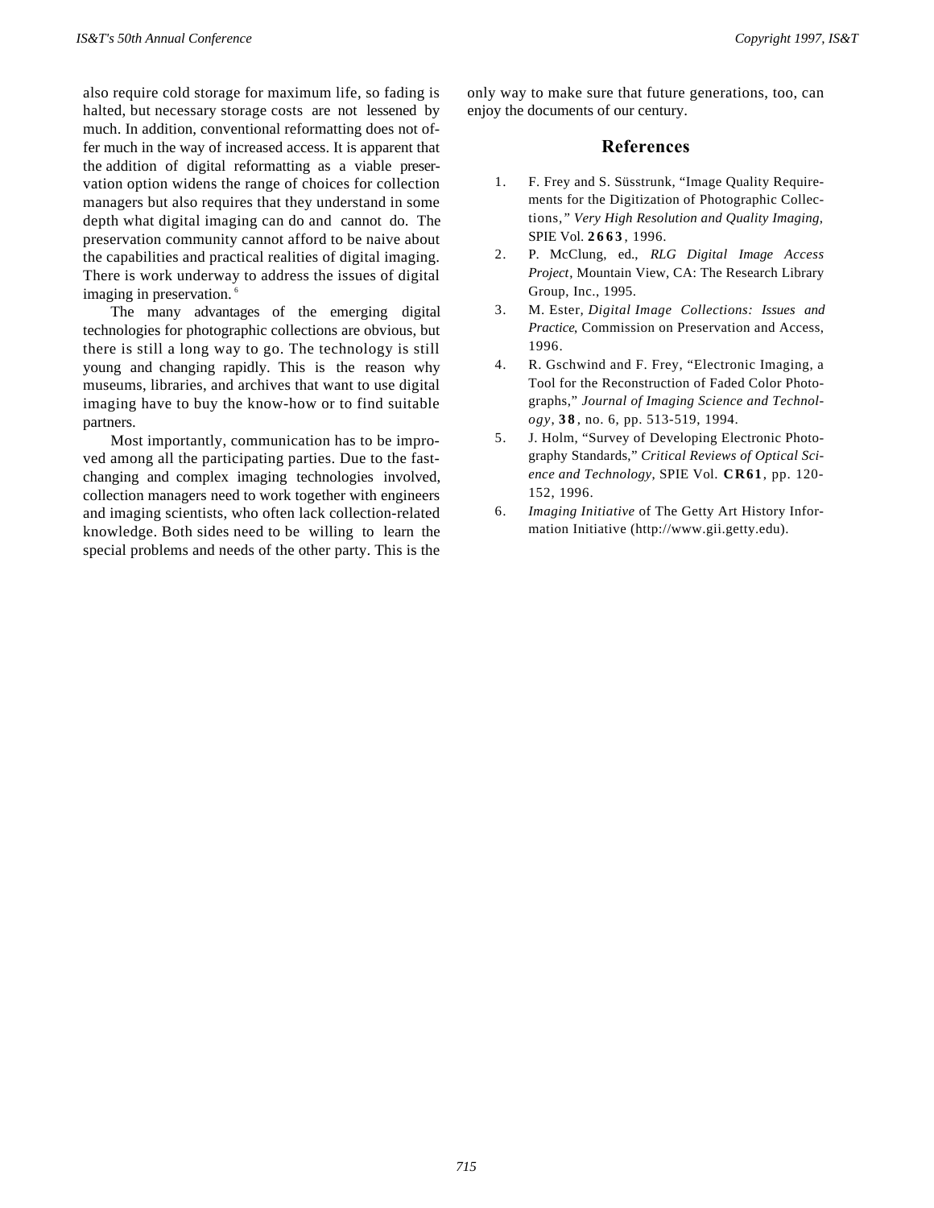also require cold storage for maximum life, so fading is halted, but necessary storage costs are not lessened by much. In addition, conventional reformatting does not offer much in the way of increased access. It is apparent that the addition of digital reformatting as a viable preservation option widens the range of choices for collection managers but also requires that they understand in some depth what digital imaging can do and cannot do. The preservation community cannot afford to be naive about the capabilities and practical realities of digital imaging. There is work underway to address the issues of digital imaging in preservation.[6]

The many advantages of the emerging digital technologies for photographic collections are obvious, but there is still a long way to go. The technology is still young and changing rapidly. This is the reason why museums, libraries, and archives that want to use digital imaging have to buy the know-how or to find suitable partners.

Most importantly, communication has to be improved among all the participating parties. Due to the fast-changing and complex imaging technologies involved, collection managers need to work together with engineers and imaging scientists, who often lack collection-related knowledge. Both sides need to be willing to learn the special problems and needs of the other party. This is the only way to make sure that future generations, too, can enjoy the documents of our century.

## References

1. F. Frey and S. Süsstrunk, "Image Quality Requirements for the Digitization of Photographic Collections," *Very High Resolution and Quality Imaging*, SPIE Vol. **2663**, 1996.
2. P. McClung, ed., *RLG Digital Image Access Project*, Mountain View, CA: The Research Library Group, Inc., 1995.
3. M. Ester, *Digital Image Collections: Issues and Practice*, Commission on Preservation and Access, 1996.
4. R. Gschwind and F. Frey, "Electronic Imaging, a Tool for the Reconstruction of Faded Color Photographs," *Journal of Imaging Science and Technology*, **38**, no. 6, pp. 513-519, 1994.
5. J. Holm, "Survey of Developing Electronic Photography Standards," *Critical Reviews of Optical Science and Technology*, SPIE Vol. **CR61**, pp. 120-152, 1996.
6. *Imaging Initiative* of The Getty Art History Information Initiative (http://www.gii.getty.edu).